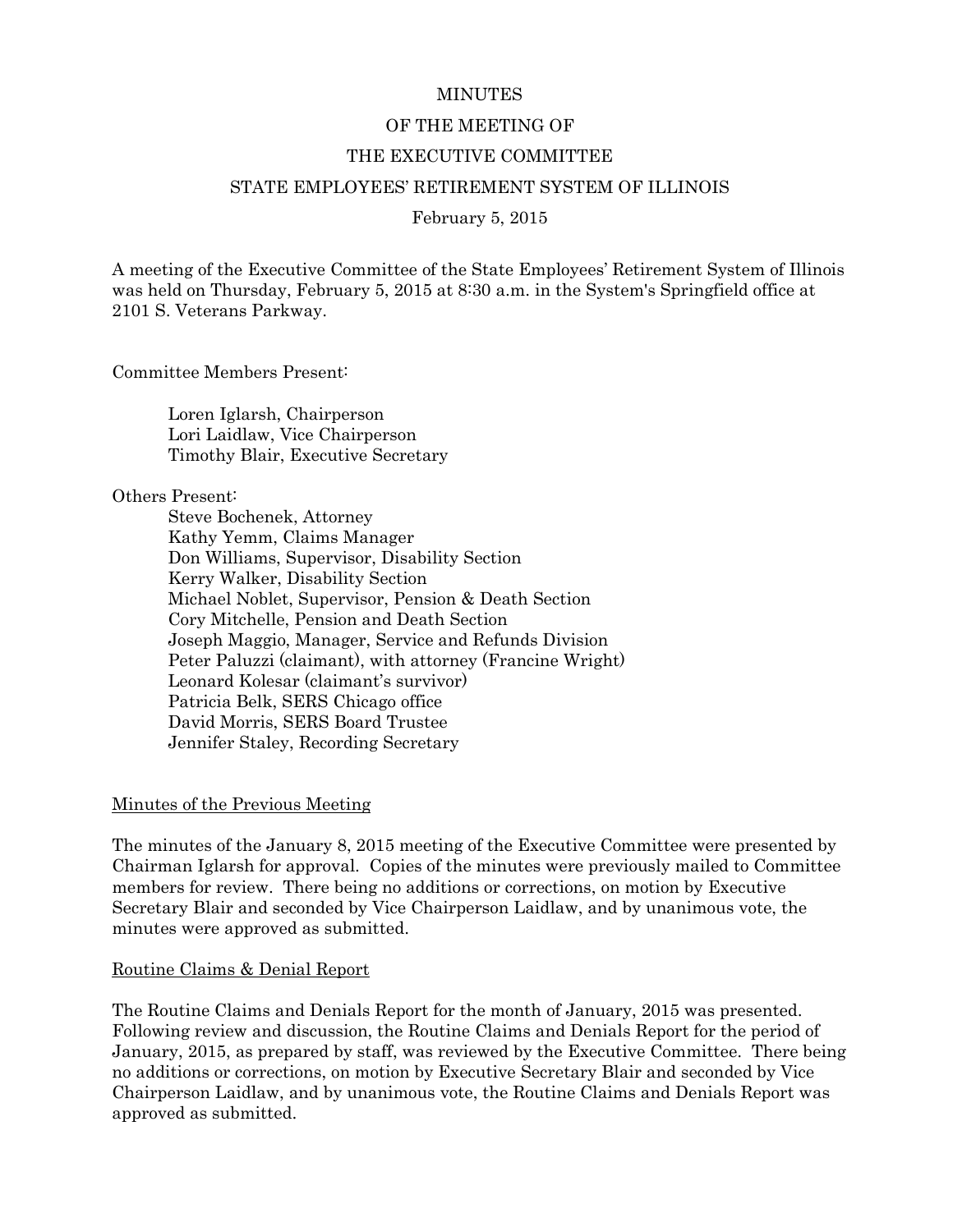# MINUTES
## OF THE MEETING OF
## THE EXECUTIVE COMMITTEE
## STATE EMPLOYEES' RETIREMENT SYSTEM OF ILLINOIS

February 5, 2015

A meeting of the Executive Committee of the State Employees' Retirement System of Illinois was held on Thursday, February 5, 2015 at 8:30 a.m. in the System's Springfield office at 2101 S. Veterans Parkway.

Committee Members Present:

Loren Iglarsh, Chairperson
Lori Laidlaw, Vice Chairperson
Timothy Blair, Executive Secretary

Others Present:

Steve Bochenek, Attorney
Kathy Yemm, Claims Manager
Don Williams, Supervisor, Disability Section
Kerry Walker, Disability Section
Michael Noblet, Supervisor, Pension & Death Section
Cory Mitchelle, Pension and Death Section
Joseph Maggio, Manager, Service and Refunds Division
Peter Paluzzi (claimant), with attorney (Francine Wright)
Leonard Kolesar (claimant's survivor)
Patricia Belk, SERS Chicago office
David Morris, SERS Board Trustee
Jennifer Staley, Recording Secretary

### Minutes of the Previous Meeting

The minutes of the January 8, 2015 meeting of the Executive Committee were presented by Chairman Iglarsh for approval. Copies of the minutes were previously mailed to Committee members for review. There being no additions or corrections, on motion by Executive Secretary Blair and seconded by Vice Chairperson Laidlaw, and by unanimous vote, the minutes were approved as submitted.

### Routine Claims & Denial Report

The Routine Claims and Denials Report for the month of January, 2015 was presented. Following review and discussion, the Routine Claims and Denials Report for the period of January, 2015, as prepared by staff, was reviewed by the Executive Committee. There being no additions or corrections, on motion by Executive Secretary Blair and seconded by Vice Chairperson Laidlaw, and by unanimous vote, the Routine Claims and Denials Report was approved as submitted.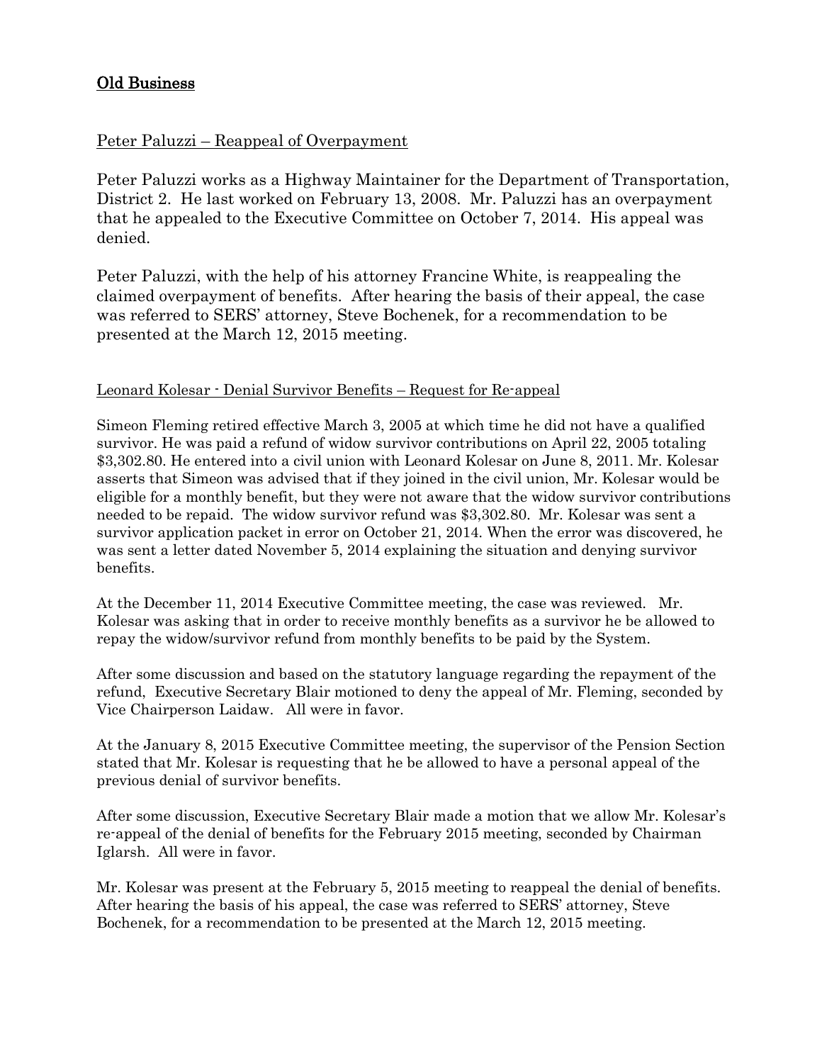## Old Business

Peter Paluzzi – Reappeal of Overpayment

Peter Paluzzi works as a Highway Maintainer for the Department of Transportation, District 2. He last worked on February 13, 2008. Mr. Paluzzi has an overpayment that he appealed to the Executive Committee on October 7, 2014. His appeal was denied.

Peter Paluzzi, with the help of his attorney Francine White, is reappealing the claimed overpayment of benefits. After hearing the basis of their appeal, the case was referred to SERS' attorney, Steve Bochenek, for a recommendation to be presented at the March 12, 2015 meeting.

Leonard Kolesar - Denial Survivor Benefits – Request for Re-appeal

Simeon Fleming retired effective March 3, 2005 at which time he did not have a qualified survivor. He was paid a refund of widow survivor contributions on April 22, 2005 totaling $3,302.80. He entered into a civil union with Leonard Kolesar on June 8, 2011. Mr. Kolesar asserts that Simeon was advised that if they joined in the civil union, Mr. Kolesar would be eligible for a monthly benefit, but they were not aware that the widow survivor contributions needed to be repaid. The widow survivor refund was $3,302.80. Mr. Kolesar was sent a survivor application packet in error on October 21, 2014. When the error was discovered, he was sent a letter dated November 5, 2014 explaining the situation and denying survivor benefits.

At the December 11, 2014 Executive Committee meeting, the case was reviewed. Mr. Kolesar was asking that in order to receive monthly benefits as a survivor he be allowed to repay the widow/survivor refund from monthly benefits to be paid by the System.

After some discussion and based on the statutory language regarding the repayment of the refund, Executive Secretary Blair motioned to deny the appeal of Mr. Fleming, seconded by Vice Chairperson Laidaw. All were in favor.

At the January 8, 2015 Executive Committee meeting, the supervisor of the Pension Section stated that Mr. Kolesar is requesting that he be allowed to have a personal appeal of the previous denial of survivor benefits.

After some discussion, Executive Secretary Blair made a motion that we allow Mr. Kolesar's re-appeal of the denial of benefits for the February 2015 meeting, seconded by Chairman Iglarsh. All were in favor.

Mr. Kolesar was present at the February 5, 2015 meeting to reappeal the denial of benefits. After hearing the basis of his appeal, the case was referred to SERS' attorney, Steve Bochenek, for a recommendation to be presented at the March 12, 2015 meeting.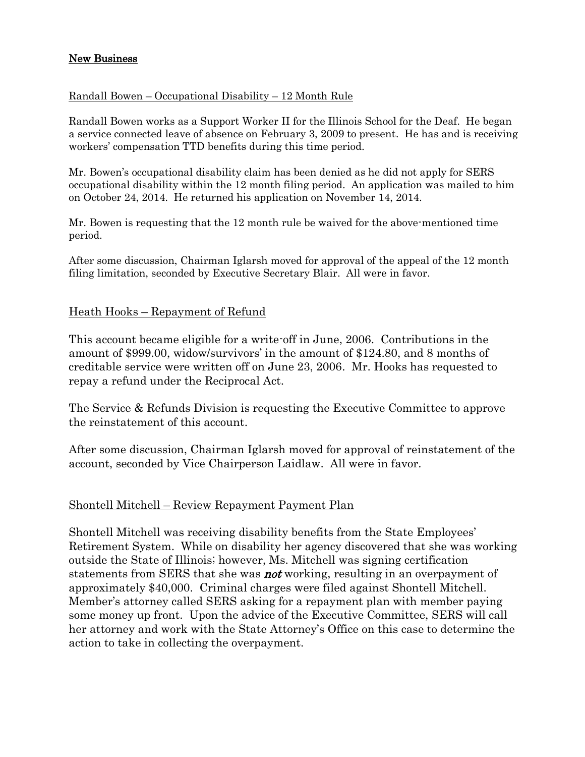**New Business**

Randall Bowen – Occupational Disability – 12 Month Rule

Randall Bowen works as a Support Worker II for the Illinois School for the Deaf. He began a service connected leave of absence on February 3, 2009 to present. He has and is receiving workers' compensation TTD benefits during this time period.

Mr. Bowen's occupational disability claim has been denied as he did not apply for SERS occupational disability within the 12 month filing period. An application was mailed to him on October 24, 2014. He returned his application on November 14, 2014.

Mr. Bowen is requesting that the 12 month rule be waived for the above-mentioned time period.

After some discussion, Chairman Iglarsh moved for approval of the appeal of the 12 month filing limitation, seconded by Executive Secretary Blair. All were in favor.

Heath Hooks – Repayment of Refund

This account became eligible for a write-off in June, 2006. Contributions in the amount of $999.00, widow/survivors' in the amount of $124.80, and 8 months of creditable service were written off on June 23, 2006. Mr. Hooks has requested to repay a refund under the Reciprocal Act.

The Service & Refunds Division is requesting the Executive Committee to approve the reinstatement of this account.

After some discussion, Chairman Iglarsh moved for approval of reinstatement of the account, seconded by Vice Chairperson Laidlaw. All were in favor.

Shontell Mitchell – Review Repayment Payment Plan

Shontell Mitchell was receiving disability benefits from the State Employees' Retirement System. While on disability her agency discovered that she was working outside the State of Illinois; however, Ms. Mitchell was signing certification statements from SERS that she was ***not*** working, resulting in an overpayment of approximately $40,000. Criminal charges were filed against Shontell Mitchell. Member's attorney called SERS asking for a repayment plan with member paying some money up front. Upon the advice of the Executive Committee, SERS will call her attorney and work with the State Attorney's Office on this case to determine the action to take in collecting the overpayment.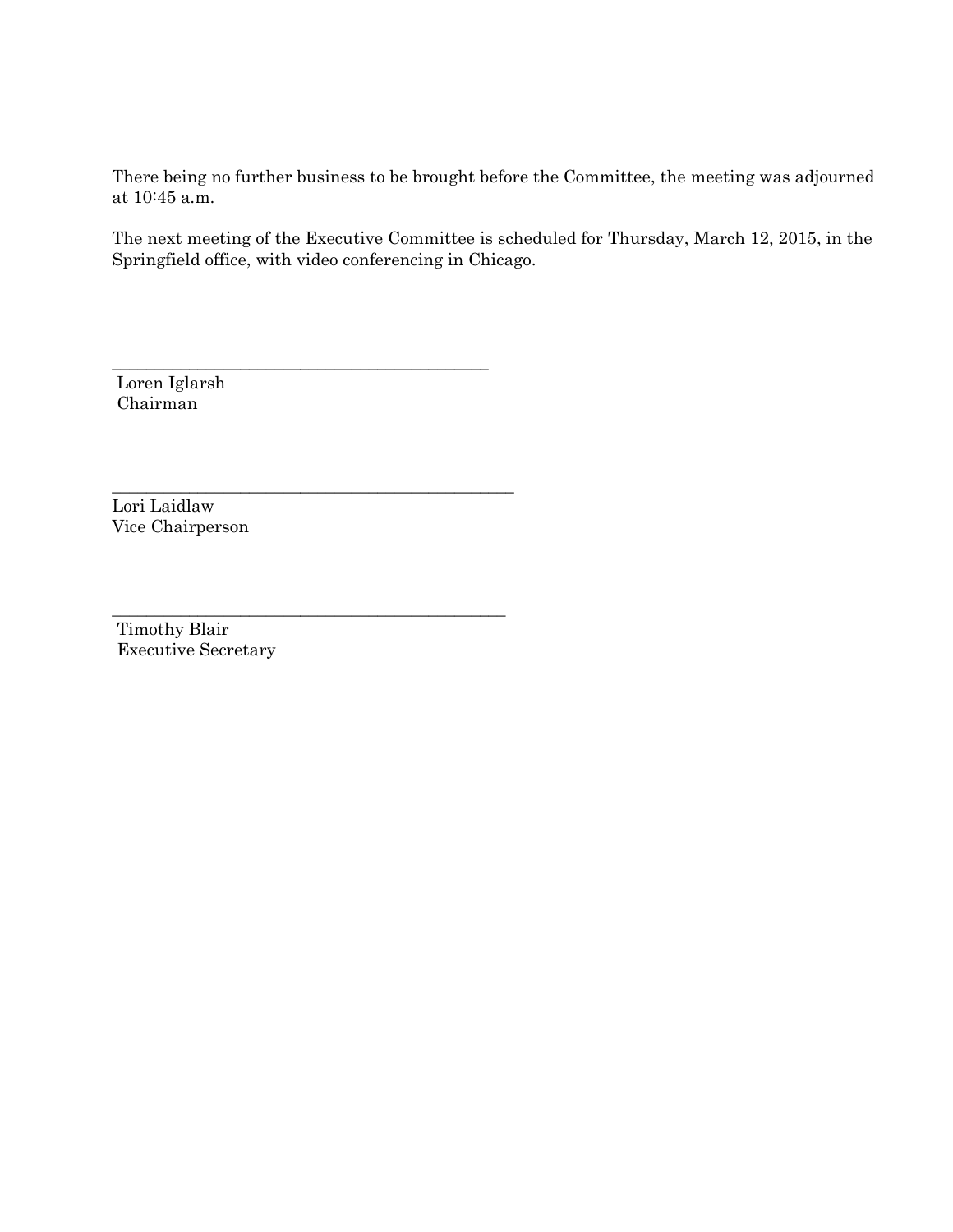There being no further business to be brought before the Committee, the meeting was adjourned at 10:45 a.m.

The next meeting of the Executive Committee is scheduled for Thursday, March 12, 2015, in the Springfield office, with video conferencing in Chicago.

\_\_\_\_\_\_\_\_\_\_\_\_\_\_\_\_\_\_\_\_\_\_\_\_\_\_\_\_\_\_\_\_\_\_\_\_\_\_\_\_\_\_\_\_

Loren Iglarsh
Chairman

\_\_\_\_\_\_\_\_\_\_\_\_\_\_\_\_\_\_\_\_\_\_\_\_\_\_\_\_\_\_\_\_\_\_\_\_\_\_\_\_\_\_\_\_

Lori Laidlaw
Vice Chairperson

\_\_\_\_\_\_\_\_\_\_\_\_\_\_\_\_\_\_\_\_\_\_\_\_\_\_\_\_\_\_\_\_\_\_\_\_\_\_\_\_\_\_\_\_

Timothy Blair
Executive Secretary